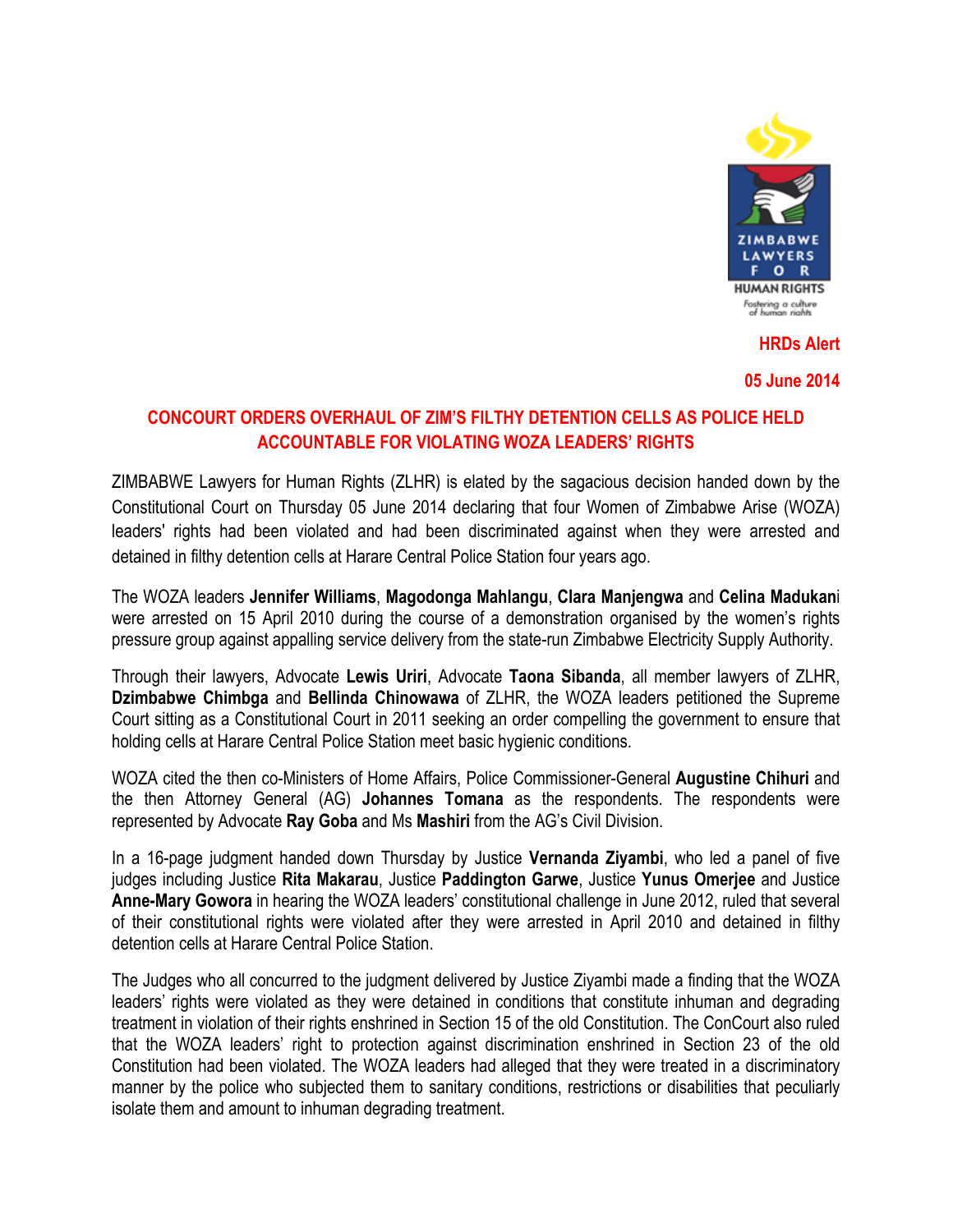ZIMBABWE LAWYERS FOR HUMAN RIGHTS

Fostering a culture of human rights

**HRDs Alert**

**05 June 2014**

## CONCOURT ORDERS OVERHAUL OF ZIM'S FILTHY DETENTION CELLS AS POLICE HELD ACCOUNTABLE FOR VIOLATING WOZA LEADERS' RIGHTS

ZIMBABWE Lawyers for Human Rights (ZLHR) is elated by the sagacious decision handed down by the Constitutional Court on Thursday 05 June 2014 declaring that four Women of Zimbabwe Arise (WOZA) leaders' rights had been violated and had been discriminated against when they were arrested and detained in filthy detention cells at Harare Central Police Station four years ago.

The WOZA leaders **Jennifer Williams**, **Magodonga Mahlangu**, **Clara Manjengwa** and **Celina Madukan**i were arrested on 15 April 2010 during the course of a demonstration organised by the women's rights pressure group against appalling service delivery from the state-run Zimbabwe Electricity Supply Authority.

Through their lawyers, Advocate **Lewis Uriri**, Advocate **Taona Sibanda**, all member lawyers of ZLHR, **Dzimbabwe Chimbga** and **Bellinda Chinowawa** of ZLHR, the WOZA leaders petitioned the Supreme Court sitting as a Constitutional Court in 2011 seeking an order compelling the government to ensure that holding cells at Harare Central Police Station meet basic hygienic conditions.

WOZA cited the then co-Ministers of Home Affairs, Police Commissioner-General **Augustine Chihuri** and the then Attorney General (AG) **Johannes Tomana** as the respondents. The respondents were represented by Advocate **Ray Goba** and Ms **Mashiri** from the AG's Civil Division.

In a 16-page judgment handed down Thursday by Justice **Vernanda Ziyambi**, who led a panel of five judges including Justice **Rita Makarau**, Justice **Paddington Garwe**, Justice **Yunus Omerjee** and Justice **Anne-Mary Gowora** in hearing the WOZA leaders' constitutional challenge in June 2012, ruled that several of their constitutional rights were violated after they were arrested in April 2010 and detained in filthy detention cells at Harare Central Police Station.

The Judges who all concurred to the judgment delivered by Justice Ziyambi made a finding that the WOZA leaders' rights were violated as they were detained in conditions that constitute inhuman and degrading treatment in violation of their rights enshrined in Section 15 of the old Constitution. The ConCourt also ruled that the WOZA leaders' right to protection against discrimination enshrined in Section 23 of the old Constitution had been violated. The WOZA leaders had alleged that they were treated in a discriminatory manner by the police who subjected them to sanitary conditions, restrictions or disabilities that peculiarly isolate them and amount to inhuman degrading treatment.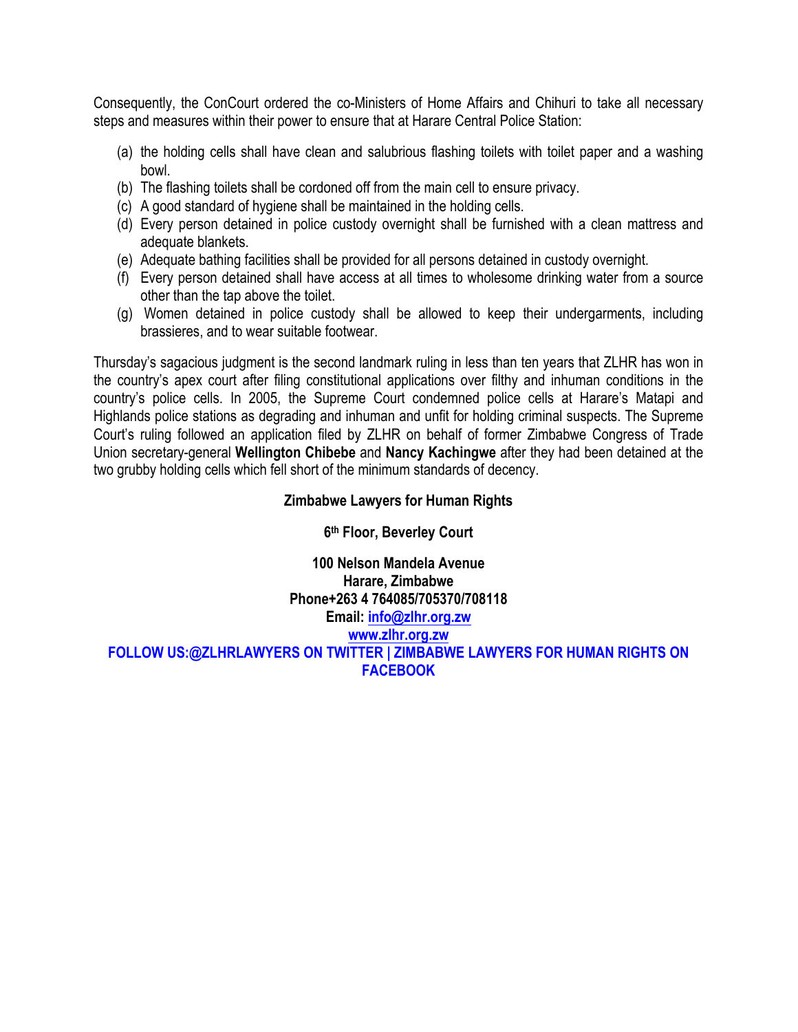Consequently, the ConCourt ordered the co-Ministers of Home Affairs and Chihuri to take all necessary steps and measures within their power to ensure that at Harare Central Police Station:

(a) the holding cells shall have clean and salubrious flashing toilets with toilet paper and a washing bowl.
(b) The flashing toilets shall be cordoned off from the main cell to ensure privacy.
(c) A good standard of hygiene shall be maintained in the holding cells.
(d) Every person detained in police custody overnight shall be furnished with a clean mattress and adequate blankets.
(e) Adequate bathing facilities shall be provided for all persons detained in custody overnight.
(f) Every person detained shall have access at all times to wholesome drinking water from a source other than the tap above the toilet.
(g) Women detained in police custody shall be allowed to keep their undergarments, including brassieres, and to wear suitable footwear.

Thursday's sagacious judgment is the second landmark ruling in less than ten years that ZLHR has won in the country's apex court after filing constitutional applications over filthy and inhuman conditions in the country's police cells. In 2005, the Supreme Court condemned police cells at Harare's Matapi and Highlands police stations as degrading and inhuman and unfit for holding criminal suspects. The Supreme Court's ruling followed an application filed by ZLHR on behalf of former Zimbabwe Congress of Trade Union secretary-general **Wellington Chibebe** and **Nancy Kachingwe** after they had been detained at the two grubby holding cells which fell short of the minimum standards of decency.

**Zimbabwe Lawyers for Human Rights**

**6th Floor, Beverley Court**

**100 Nelson Mandela Avenue**
**Harare, Zimbabwe**
**Phone+263 4 764085/705370/708118**
**Email: info@zlhr.org.zw**
**www.zlhr.org.zw**
**FOLLOW US:@ZLHRLAWYERS ON TWITTER | ZIMBABWE LAWYERS FOR HUMAN RIGHTS ON FACEBOOK**